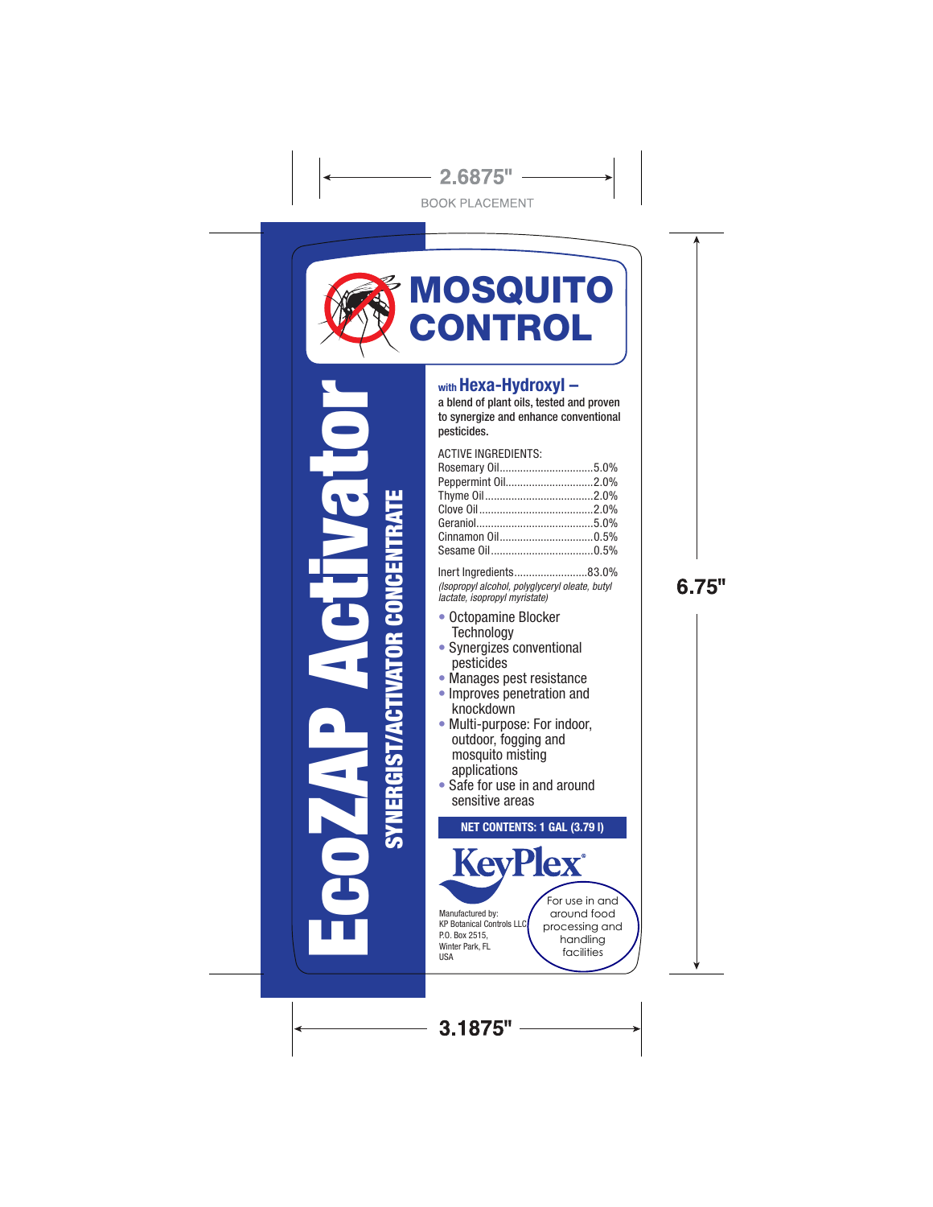2.6875"

BOOK PLACEMENT

# EcoZAP Activator

## SYNERGIST/ACTIVATOR CONCENTRATE

# MOSQUITO CONTROL

**with Hexa-Hydroxyl –**
**a blend of plant oils, tested and proven to synergize and enhance conventional pesticides.**

ACTIVE INGREDIENTS:

| Ingredient | % |
|---|---|
| Rosemary Oil | 5.0% |
| Peppermint Oil | 2.0% |
| Thyme Oil | 2.0% |
| Clove Oil | 2.0% |
| Geraniol | 5.0% |
| Cinnamon Oil | 0.5% |
| Sesame Oil | 0.5% |
| Inert Ingredients | 83.0% |

*(Isopropyl alcohol, polyglyceryl oleate, butyl lactate, isopropyl myristate)*

- Octopamine Blocker Technology
- Synergizes conventional pesticides
- Manages pest resistance
- Improves penetration and knockdown
- Multi-purpose: For indoor, outdoor, fogging and mosquito misting applications
- Safe for use in and around sensitive areas

**NET CONTENTS: 1 GAL (3.79 l)**

KeyPlex®

Manufactured by:
KP Botanical Controls LLC
P.O. Box 2515,
Winter Park, FL
USA

For use in and around food processing and handling facilities

6.75"

3.1875"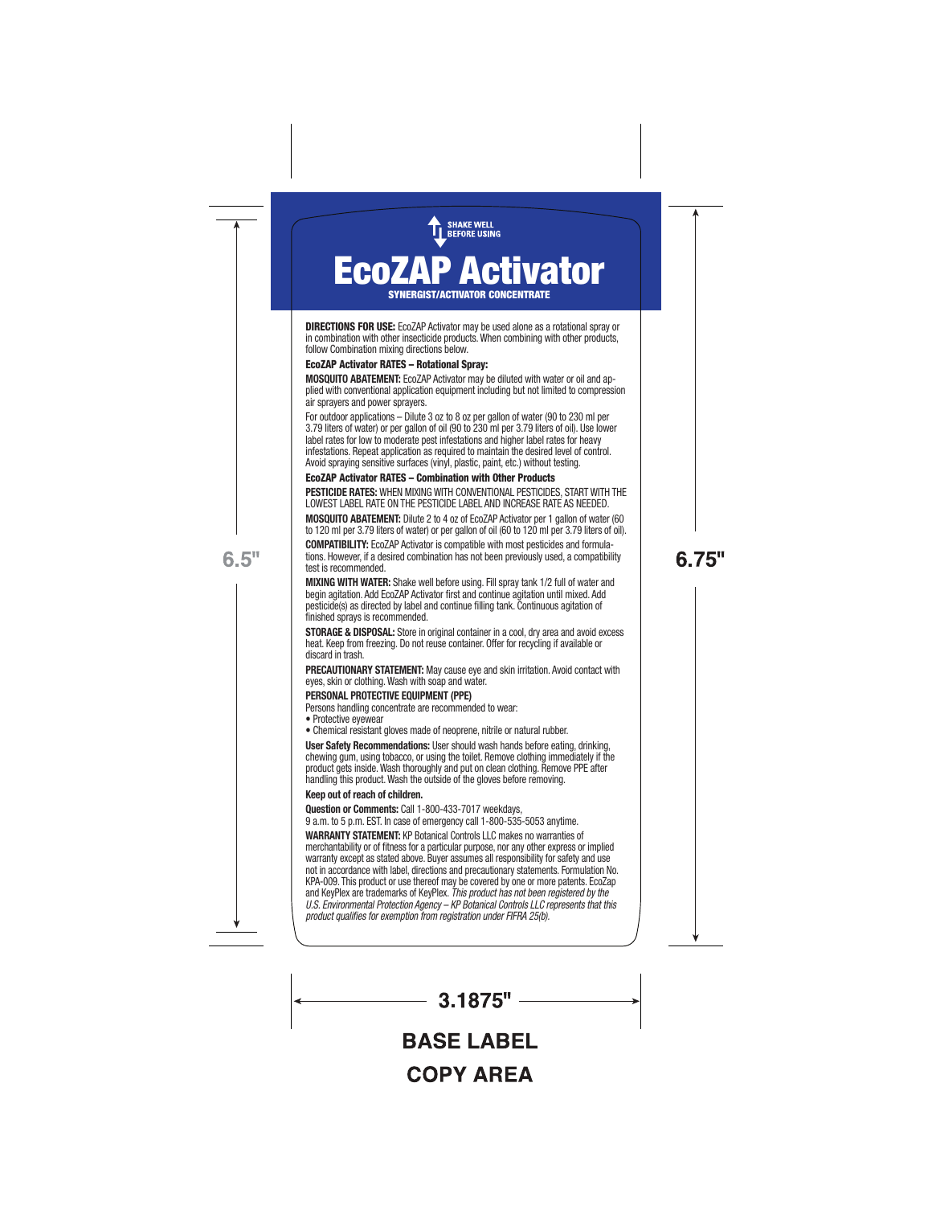SHAKE WELL BEFORE USING

# EcoZAP Activator

**SYNERGIST/ACTIVATOR CONCENTRATE**

**DIRECTIONS FOR USE:** EcoZAP Activator may be used alone as a rotational spray or in combination with other insecticide products. When combining with other products, follow Combination mixing directions below.

**EcoZAP Activator RATES – Rotational Spray:**

**MOSQUITO ABATEMENT:** EcoZAP Activator may be diluted with water or oil and applied with conventional application equipment including but not limited to compression air sprayers and power sprayers.

For outdoor applications – Dilute 3 oz to 8 oz per gallon of water (90 to 230 ml per 3.79 liters of water) or per gallon of oil (90 to 230 ml per 3.79 liters of oil). Use lower label rates for low to moderate pest infestations and higher label rates for heavy infestations. Repeat application as required to maintain the desired level of control. Avoid spraying sensitive surfaces (vinyl, plastic, paint, etc.) without testing.

**EcoZAP Activator RATES – Combination with Other Products**

**PESTICIDE RATES:** WHEN MIXING WITH CONVENTIONAL PESTICIDES, START WITH THE LOWEST LABEL RATE ON THE PESTICIDE LABEL AND INCREASE RATE AS NEEDED.

**MOSQUITO ABATEMENT:** Dilute 2 to 4 oz of EcoZAP Activator per 1 gallon of water (60 to 120 ml per 3.79 liters of water) or per gallon of oil (60 to 120 ml per 3.79 liters of oil).

**COMPATIBILITY:** EcoZAP Activator is compatible with most pesticides and formulations. However, if a desired combination has not been previously used, a compatibility test is recommended.

**MIXING WITH WATER:** Shake well before using. Fill spray tank 1/2 full of water and begin agitation. Add EcoZAP Activator first and continue agitation until mixed. Add pesticide(s) as directed by label and continue filling tank. Continuous agitation of finished sprays is recommended.

**STORAGE & DISPOSAL:** Store in original container in a cool, dry area and avoid excess heat. Keep from freezing. Do not reuse container. Offer for recycling if available or discard in trash.

**PRECAUTIONARY STATEMENT:** May cause eye and skin irritation. Avoid contact with eyes, skin or clothing. Wash with soap and water.

**PERSONAL PROTECTIVE EQUIPMENT (PPE)**

Persons handling concentrate are recommended to wear:

- Protective eyewear
- Chemical resistant gloves made of neoprene, nitrile or natural rubber.

**User Safety Recommendations:** User should wash hands before eating, drinking, chewing gum, using tobacco, or using the toilet. Remove clothing immediately if the product gets inside. Wash thoroughly and put on clean clothing. Remove PPE after handling this product. Wash the outside of the gloves before removing.

**Keep out of reach of children.**

**Question or Comments:** Call 1-800-433-7017 weekdays, 9 a.m. to 5 p.m. EST. In case of emergency call 1-800-535-5053 anytime.

**WARRANTY STATEMENT:** KP Botanical Controls LLC makes no warranties of merchantability or of fitness for a particular purpose, nor any other express or implied warranty except as stated above. Buyer assumes all responsibility for safety and use not in accordance with label, directions and precautionary statements. Formulation No. KPA-009. This product or use thereof may be covered by one or more patents. EcoZap and KeyPlex are trademarks of KeyPlex. *This product has not been registered by the U.S. Environmental Protection Agency – KP Botanical Controls LLC represents that this product qualifies for exemption from registration under FIFRA 25(b).*

6.5"

6.75"

3.1875"

**BASE LABEL**

**COPY AREA**